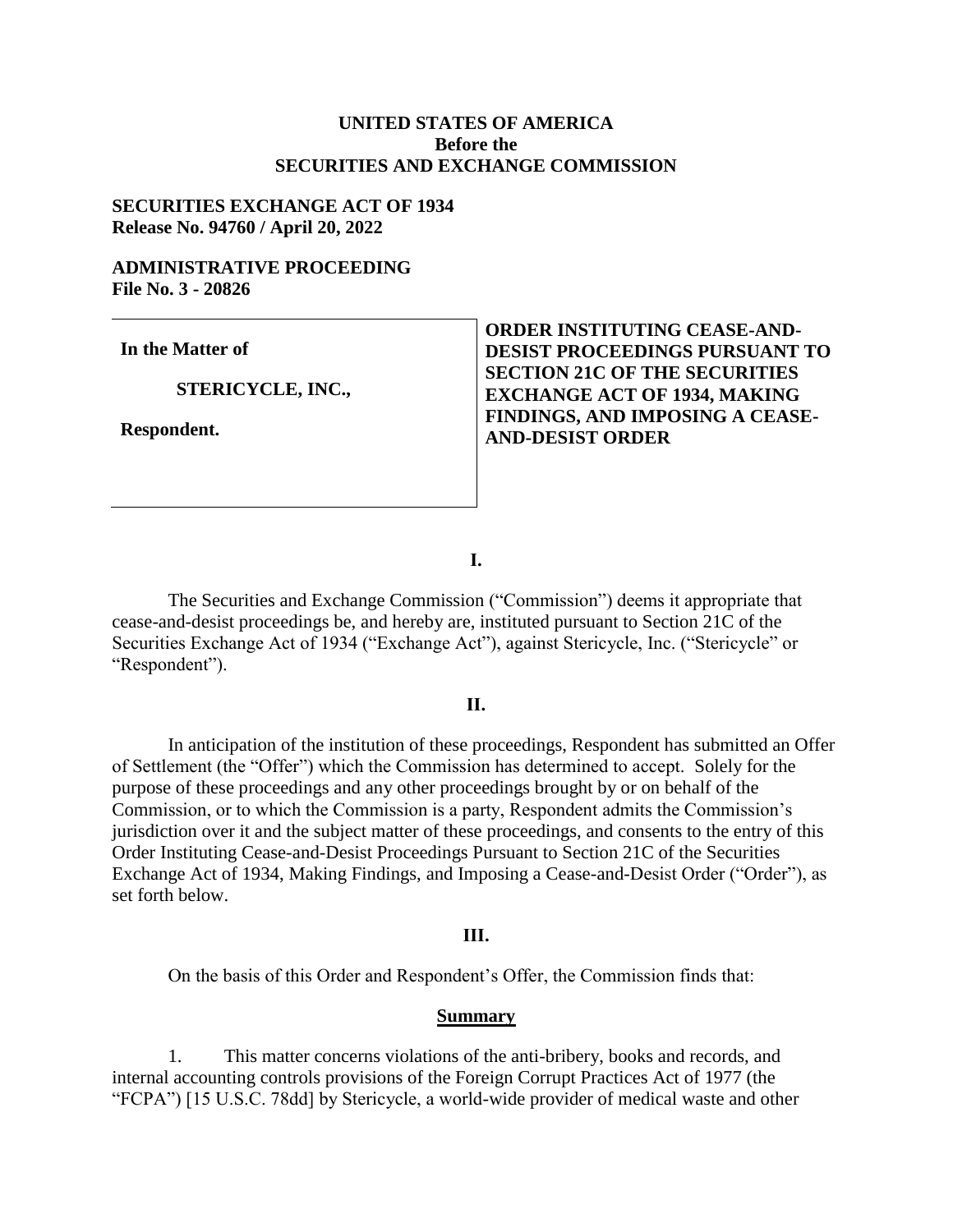**UNITED STATES OF AMERICA**
**Before the**
**SECURITIES AND EXCHANGE COMMISSION**

**SECURITIES EXCHANGE ACT OF 1934**
**Release No. 94760 / April 20, 2022**

**ADMINISTRATIVE PROCEEDING**
**File No. 3 - 20826**

| | |
|---|---|
| **In the Matter of**<br><br>**STERICYCLE, INC.,**<br><br>**Respondent.** | **ORDER INSTITUTING CEASE-AND-DESIST PROCEEDINGS PURSUANT TO SECTION 21C OF THE SECURITIES EXCHANGE ACT OF 1934, MAKING FINDINGS, AND IMPOSING A CEASE-AND-DESIST ORDER** |

## I.

The Securities and Exchange Commission ("Commission") deems it appropriate that cease-and-desist proceedings be, and hereby are, instituted pursuant to Section 21C of the Securities Exchange Act of 1934 ("Exchange Act"), against Stericycle, Inc. ("Stericycle" or "Respondent").

## II.

In anticipation of the institution of these proceedings, Respondent has submitted an Offer of Settlement (the "Offer") which the Commission has determined to accept. Solely for the purpose of these proceedings and any other proceedings brought by or on behalf of the Commission, or to which the Commission is a party, Respondent admits the Commission's jurisdiction over it and the subject matter of these proceedings, and consents to the entry of this Order Instituting Cease-and-Desist Proceedings Pursuant to Section 21C of the Securities Exchange Act of 1934, Making Findings, and Imposing a Cease-and-Desist Order ("Order"), as set forth below.

## III.

On the basis of this Order and Respondent's Offer, the Commission finds that:

### Summary

1. This matter concerns violations of the anti-bribery, books and records, and internal accounting controls provisions of the Foreign Corrupt Practices Act of 1977 (the "FCPA") [15 U.S.C. 78dd] by Stericycle, a world-wide provider of medical waste and other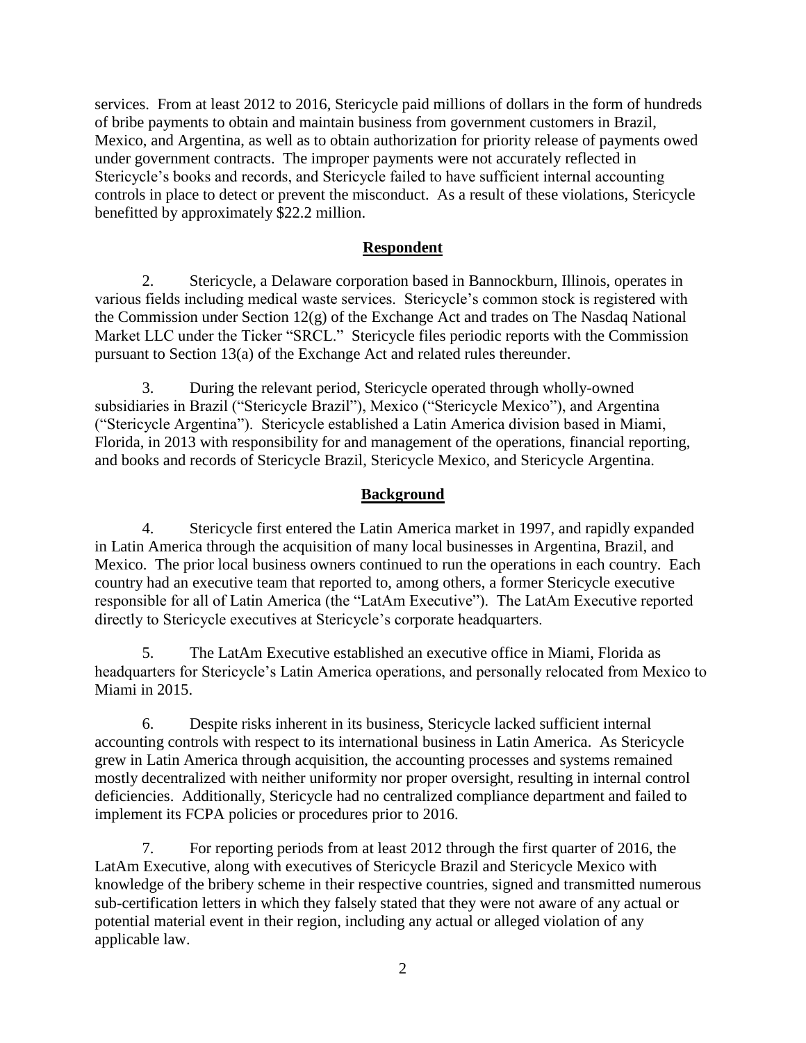services. From at least 2012 to 2016, Stericycle paid millions of dollars in the form of hundreds of bribe payments to obtain and maintain business from government customers in Brazil, Mexico, and Argentina, as well as to obtain authorization for priority release of payments owed under government contracts. The improper payments were not accurately reflected in Stericycle's books and records, and Stericycle failed to have sufficient internal accounting controls in place to detect or prevent the misconduct. As a result of these violations, Stericycle benefitted by approximately $22.2 million.

## **Respondent**

2. Stericycle, a Delaware corporation based in Bannockburn, Illinois, operates in various fields including medical waste services. Stericycle's common stock is registered with the Commission under Section 12(g) of the Exchange Act and trades on The Nasdaq National Market LLC under the Ticker "SRCL." Stericycle files periodic reports with the Commission pursuant to Section 13(a) of the Exchange Act and related rules thereunder.

3. During the relevant period, Stericycle operated through wholly-owned subsidiaries in Brazil ("Stericycle Brazil"), Mexico ("Stericycle Mexico"), and Argentina ("Stericycle Argentina"). Stericycle established a Latin America division based in Miami, Florida, in 2013 with responsibility for and management of the operations, financial reporting, and books and records of Stericycle Brazil, Stericycle Mexico, and Stericycle Argentina.

## **Background**

4. Stericycle first entered the Latin America market in 1997, and rapidly expanded in Latin America through the acquisition of many local businesses in Argentina, Brazil, and Mexico. The prior local business owners continued to run the operations in each country. Each country had an executive team that reported to, among others, a former Stericycle executive responsible for all of Latin America (the "LatAm Executive"). The LatAm Executive reported directly to Stericycle executives at Stericycle's corporate headquarters.

5. The LatAm Executive established an executive office in Miami, Florida as headquarters for Stericycle's Latin America operations, and personally relocated from Mexico to Miami in 2015.

6. Despite risks inherent in its business, Stericycle lacked sufficient internal accounting controls with respect to its international business in Latin America. As Stericycle grew in Latin America through acquisition, the accounting processes and systems remained mostly decentralized with neither uniformity nor proper oversight, resulting in internal control deficiencies. Additionally, Stericycle had no centralized compliance department and failed to implement its FCPA policies or procedures prior to 2016.

7. For reporting periods from at least 2012 through the first quarter of 2016, the LatAm Executive, along with executives of Stericycle Brazil and Stericycle Mexico with knowledge of the bribery scheme in their respective countries, signed and transmitted numerous sub-certification letters in which they falsely stated that they were not aware of any actual or potential material event in their region, including any actual or alleged violation of any applicable law.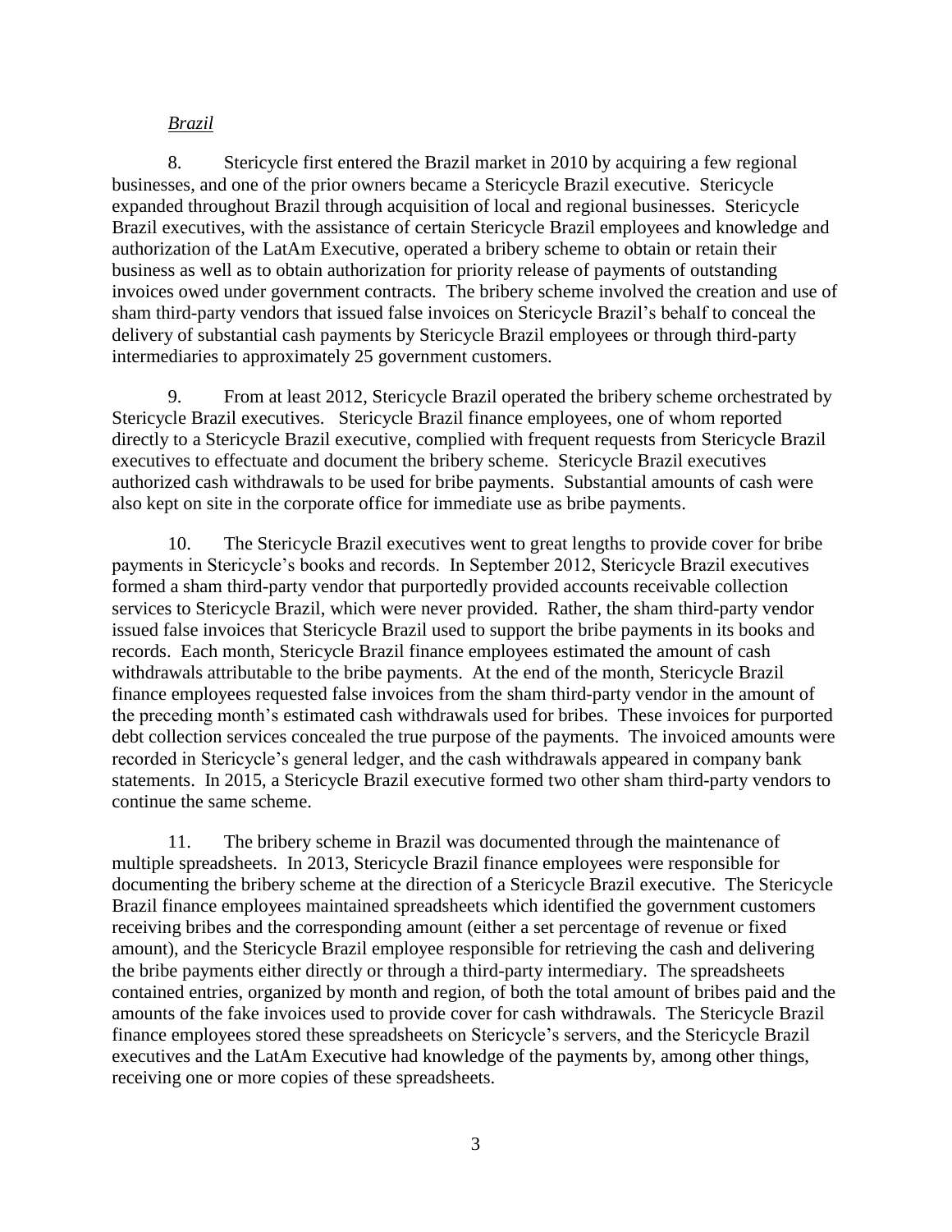*Brazil*

8. Stericycle first entered the Brazil market in 2010 by acquiring a few regional businesses, and one of the prior owners became a Stericycle Brazil executive. Stericycle expanded throughout Brazil through acquisition of local and regional businesses. Stericycle Brazil executives, with the assistance of certain Stericycle Brazil employees and knowledge and authorization of the LatAm Executive, operated a bribery scheme to obtain or retain their business as well as to obtain authorization for priority release of payments of outstanding invoices owed under government contracts. The bribery scheme involved the creation and use of sham third-party vendors that issued false invoices on Stericycle Brazil's behalf to conceal the delivery of substantial cash payments by Stericycle Brazil employees or through third-party intermediaries to approximately 25 government customers.

9. From at least 2012, Stericycle Brazil operated the bribery scheme orchestrated by Stericycle Brazil executives. Stericycle Brazil finance employees, one of whom reported directly to a Stericycle Brazil executive, complied with frequent requests from Stericycle Brazil executives to effectuate and document the bribery scheme. Stericycle Brazil executives authorized cash withdrawals to be used for bribe payments. Substantial amounts of cash were also kept on site in the corporate office for immediate use as bribe payments.

10. The Stericycle Brazil executives went to great lengths to provide cover for bribe payments in Stericycle's books and records. In September 2012, Stericycle Brazil executives formed a sham third-party vendor that purportedly provided accounts receivable collection services to Stericycle Brazil, which were never provided. Rather, the sham third-party vendor issued false invoices that Stericycle Brazil used to support the bribe payments in its books and records. Each month, Stericycle Brazil finance employees estimated the amount of cash withdrawals attributable to the bribe payments. At the end of the month, Stericycle Brazil finance employees requested false invoices from the sham third-party vendor in the amount of the preceding month's estimated cash withdrawals used for bribes. These invoices for purported debt collection services concealed the true purpose of the payments. The invoiced amounts were recorded in Stericycle's general ledger, and the cash withdrawals appeared in company bank statements. In 2015, a Stericycle Brazil executive formed two other sham third-party vendors to continue the same scheme.

11. The bribery scheme in Brazil was documented through the maintenance of multiple spreadsheets. In 2013, Stericycle Brazil finance employees were responsible for documenting the bribery scheme at the direction of a Stericycle Brazil executive. The Stericycle Brazil finance employees maintained spreadsheets which identified the government customers receiving bribes and the corresponding amount (either a set percentage of revenue or fixed amount), and the Stericycle Brazil employee responsible for retrieving the cash and delivering the bribe payments either directly or through a third-party intermediary. The spreadsheets contained entries, organized by month and region, of both the total amount of bribes paid and the amounts of the fake invoices used to provide cover for cash withdrawals. The Stericycle Brazil finance employees stored these spreadsheets on Stericycle's servers, and the Stericycle Brazil executives and the LatAm Executive had knowledge of the payments by, among other things, receiving one or more copies of these spreadsheets.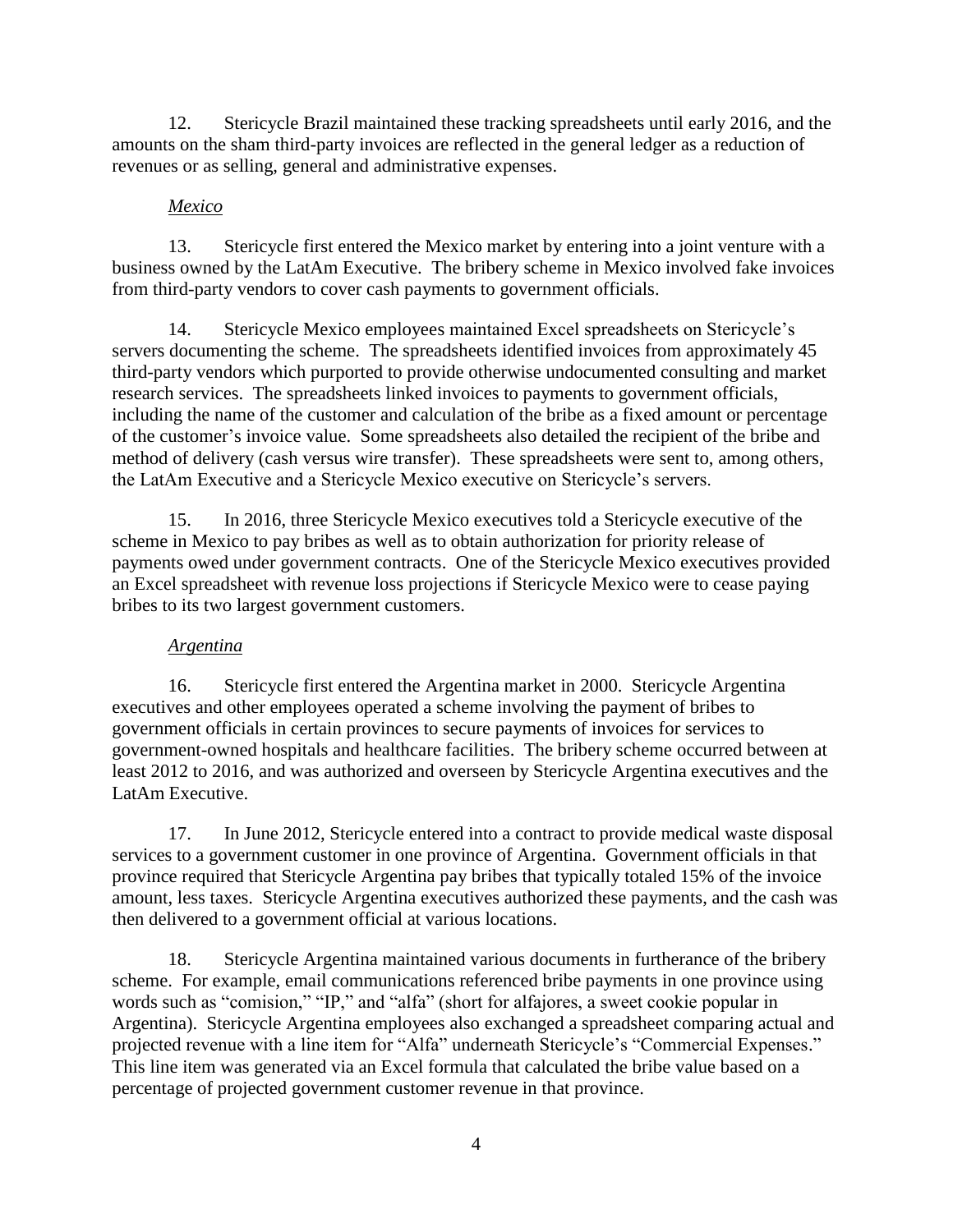12. Stericycle Brazil maintained these tracking spreadsheets until early 2016, and the amounts on the sham third-party invoices are reflected in the general ledger as a reduction of revenues or as selling, general and administrative expenses.

*Mexico*

13. Stericycle first entered the Mexico market by entering into a joint venture with a business owned by the LatAm Executive. The bribery scheme in Mexico involved fake invoices from third-party vendors to cover cash payments to government officials.

14. Stericycle Mexico employees maintained Excel spreadsheets on Stericycle's servers documenting the scheme. The spreadsheets identified invoices from approximately 45 third-party vendors which purported to provide otherwise undocumented consulting and market research services. The spreadsheets linked invoices to payments to government officials, including the name of the customer and calculation of the bribe as a fixed amount or percentage of the customer's invoice value. Some spreadsheets also detailed the recipient of the bribe and method of delivery (cash versus wire transfer). These spreadsheets were sent to, among others, the LatAm Executive and a Stericycle Mexico executive on Stericycle's servers.

15. In 2016, three Stericycle Mexico executives told a Stericycle executive of the scheme in Mexico to pay bribes as well as to obtain authorization for priority release of payments owed under government contracts. One of the Stericycle Mexico executives provided an Excel spreadsheet with revenue loss projections if Stericycle Mexico were to cease paying bribes to its two largest government customers.

*Argentina*

16. Stericycle first entered the Argentina market in 2000. Stericycle Argentina executives and other employees operated a scheme involving the payment of bribes to government officials in certain provinces to secure payments of invoices for services to government-owned hospitals and healthcare facilities. The bribery scheme occurred between at least 2012 to 2016, and was authorized and overseen by Stericycle Argentina executives and the LatAm Executive.

17. In June 2012, Stericycle entered into a contract to provide medical waste disposal services to a government customer in one province of Argentina. Government officials in that province required that Stericycle Argentina pay bribes that typically totaled 15% of the invoice amount, less taxes. Stericycle Argentina executives authorized these payments, and the cash was then delivered to a government official at various locations.

18. Stericycle Argentina maintained various documents in furtherance of the bribery scheme. For example, email communications referenced bribe payments in one province using words such as "comision," "IP," and "alfa" (short for alfajores, a sweet cookie popular in Argentina). Stericycle Argentina employees also exchanged a spreadsheet comparing actual and projected revenue with a line item for "Alfa" underneath Stericycle's "Commercial Expenses." This line item was generated via an Excel formula that calculated the bribe value based on a percentage of projected government customer revenue in that province.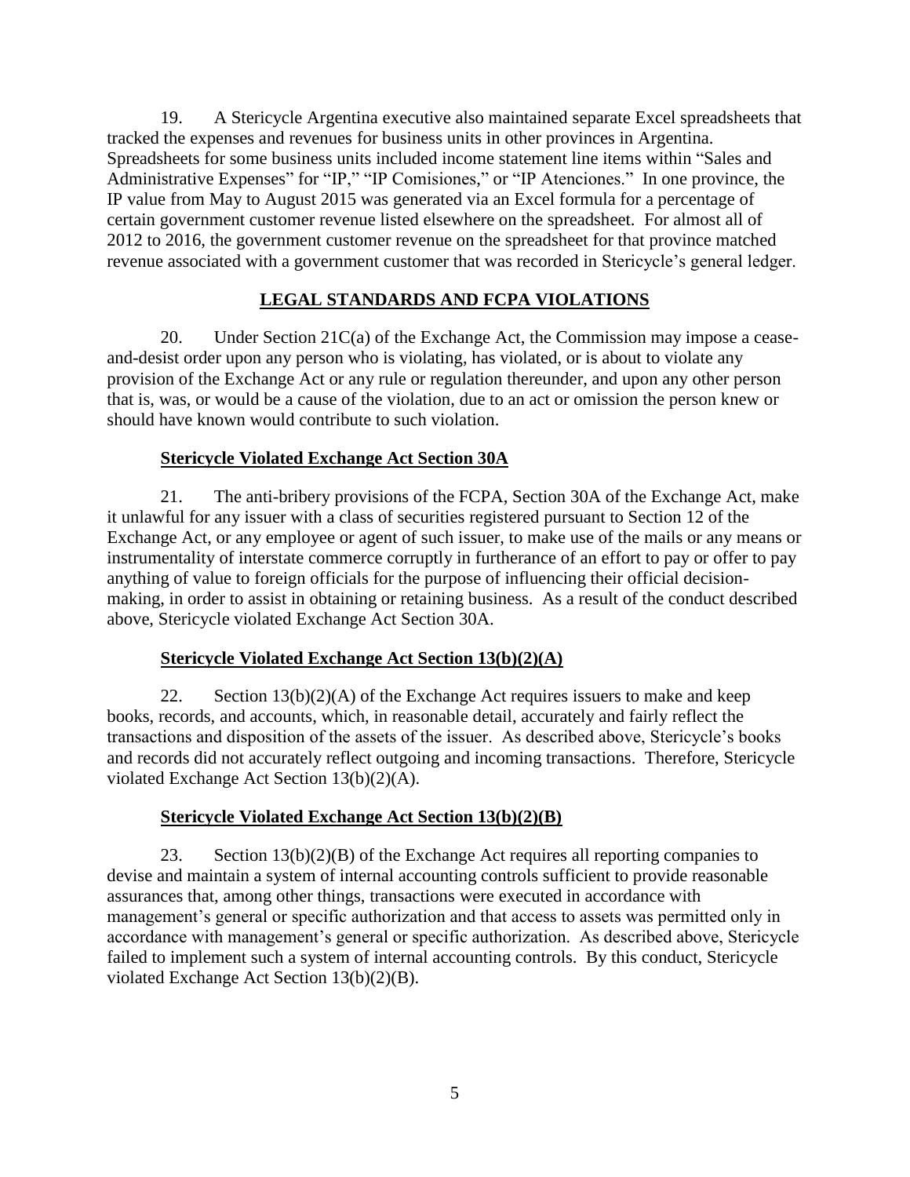19. A Stericycle Argentina executive also maintained separate Excel spreadsheets that tracked the expenses and revenues for business units in other provinces in Argentina. Spreadsheets for some business units included income statement line items within "Sales and Administrative Expenses" for "IP," "IP Comisiones," or "IP Atenciones." In one province, the IP value from May to August 2015 was generated via an Excel formula for a percentage of certain government customer revenue listed elsewhere on the spreadsheet. For almost all of 2012 to 2016, the government customer revenue on the spreadsheet for that province matched revenue associated with a government customer that was recorded in Stericycle's general ledger.

## LEGAL STANDARDS AND FCPA VIOLATIONS

20. Under Section 21C(a) of the Exchange Act, the Commission may impose a cease-and-desist order upon any person who is violating, has violated, or is about to violate any provision of the Exchange Act or any rule or regulation thereunder, and upon any other person that is, was, or would be a cause of the violation, due to an act or omission the person knew or should have known would contribute to such violation.

### Stericycle Violated Exchange Act Section 30A

21. The anti-bribery provisions of the FCPA, Section 30A of the Exchange Act, make it unlawful for any issuer with a class of securities registered pursuant to Section 12 of the Exchange Act, or any employee or agent of such issuer, to make use of the mails or any means or instrumentality of interstate commerce corruptly in furtherance of an effort to pay or offer to pay anything of value to foreign officials for the purpose of influencing their official decision-making, in order to assist in obtaining or retaining business. As a result of the conduct described above, Stericycle violated Exchange Act Section 30A.

### Stericycle Violated Exchange Act Section 13(b)(2)(A)

22. Section 13(b)(2)(A) of the Exchange Act requires issuers to make and keep books, records, and accounts, which, in reasonable detail, accurately and fairly reflect the transactions and disposition of the assets of the issuer. As described above, Stericycle's books and records did not accurately reflect outgoing and incoming transactions. Therefore, Stericycle violated Exchange Act Section 13(b)(2)(A).

### Stericycle Violated Exchange Act Section 13(b)(2)(B)

23. Section 13(b)(2)(B) of the Exchange Act requires all reporting companies to devise and maintain a system of internal accounting controls sufficient to provide reasonable assurances that, among other things, transactions were executed in accordance with management's general or specific authorization and that access to assets was permitted only in accordance with management's general or specific authorization. As described above, Stericycle failed to implement such a system of internal accounting controls. By this conduct, Stericycle violated Exchange Act Section 13(b)(2)(B).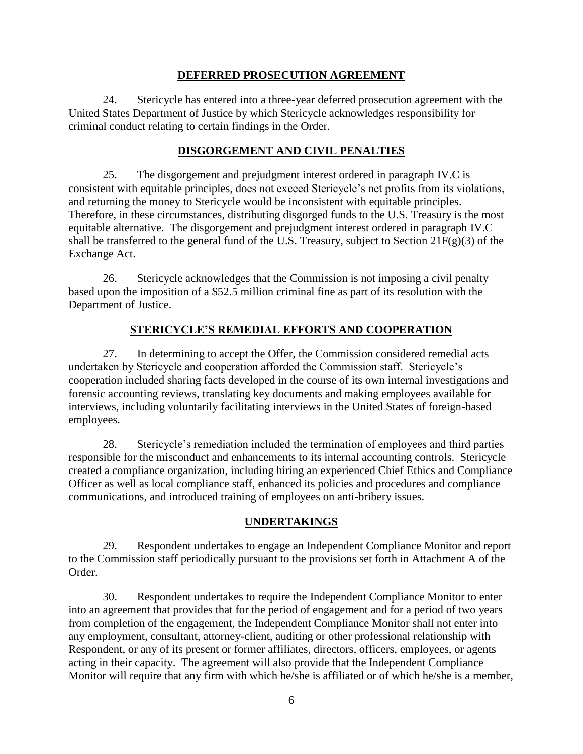## DEFERRED PROSECUTION AGREEMENT

24. Stericycle has entered into a three-year deferred prosecution agreement with the United States Department of Justice by which Stericycle acknowledges responsibility for criminal conduct relating to certain findings in the Order.

## DISGORGEMENT AND CIVIL PENALTIES

25. The disgorgement and prejudgment interest ordered in paragraph IV.C is consistent with equitable principles, does not exceed Stericycle's net profits from its violations, and returning the money to Stericycle would be inconsistent with equitable principles. Therefore, in these circumstances, distributing disgorged funds to the U.S. Treasury is the most equitable alternative. The disgorgement and prejudgment interest ordered in paragraph IV.C shall be transferred to the general fund of the U.S. Treasury, subject to Section 21F(g)(3) of the Exchange Act.

26. Stericycle acknowledges that the Commission is not imposing a civil penalty based upon the imposition of a $52.5 million criminal fine as part of its resolution with the Department of Justice.

## STERICYCLE'S REMEDIAL EFFORTS AND COOPERATION

27. In determining to accept the Offer, the Commission considered remedial acts undertaken by Stericycle and cooperation afforded the Commission staff. Stericycle's cooperation included sharing facts developed in the course of its own internal investigations and forensic accounting reviews, translating key documents and making employees available for interviews, including voluntarily facilitating interviews in the United States of foreign-based employees.

28. Stericycle's remediation included the termination of employees and third parties responsible for the misconduct and enhancements to its internal accounting controls. Stericycle created a compliance organization, including hiring an experienced Chief Ethics and Compliance Officer as well as local compliance staff, enhanced its policies and procedures and compliance communications, and introduced training of employees on anti-bribery issues.

## UNDERTAKINGS

29. Respondent undertakes to engage an Independent Compliance Monitor and report to the Commission staff periodically pursuant to the provisions set forth in Attachment A of the Order.

30. Respondent undertakes to require the Independent Compliance Monitor to enter into an agreement that provides that for the period of engagement and for a period of two years from completion of the engagement, the Independent Compliance Monitor shall not enter into any employment, consultant, attorney-client, auditing or other professional relationship with Respondent, or any of its present or former affiliates, directors, officers, employees, or agents acting in their capacity. The agreement will also provide that the Independent Compliance Monitor will require that any firm with which he/she is affiliated or of which he/she is a member,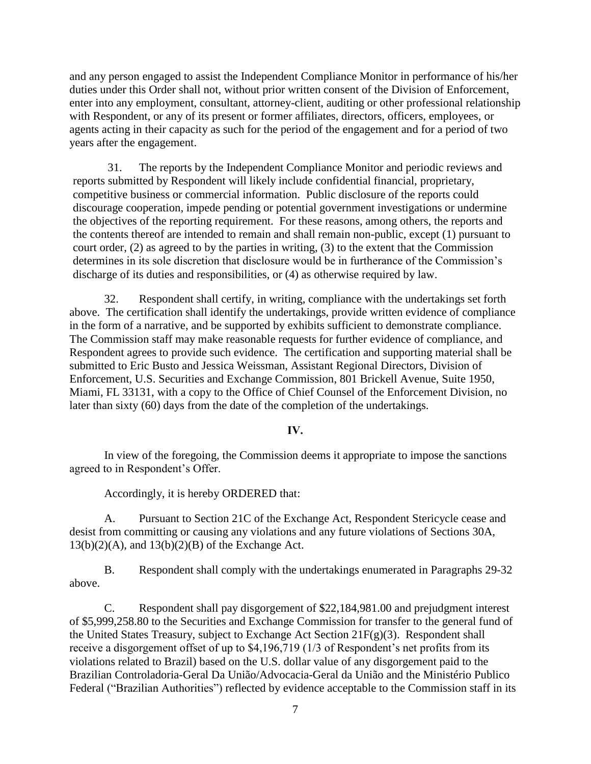and any person engaged to assist the Independent Compliance Monitor in performance of his/her duties under this Order shall not, without prior written consent of the Division of Enforcement, enter into any employment, consultant, attorney-client, auditing or other professional relationship with Respondent, or any of its present or former affiliates, directors, officers, employees, or agents acting in their capacity as such for the period of the engagement and for a period of two years after the engagement.

31. The reports by the Independent Compliance Monitor and periodic reviews and reports submitted by Respondent will likely include confidential financial, proprietary, competitive business or commercial information. Public disclosure of the reports could discourage cooperation, impede pending or potential government investigations or undermine the objectives of the reporting requirement. For these reasons, among others, the reports and the contents thereof are intended to remain and shall remain non-public, except (1) pursuant to court order, (2) as agreed to by the parties in writing, (3) to the extent that the Commission determines in its sole discretion that disclosure would be in furtherance of the Commission's discharge of its duties and responsibilities, or (4) as otherwise required by law.

32. Respondent shall certify, in writing, compliance with the undertakings set forth above. The certification shall identify the undertakings, provide written evidence of compliance in the form of a narrative, and be supported by exhibits sufficient to demonstrate compliance. The Commission staff may make reasonable requests for further evidence of compliance, and Respondent agrees to provide such evidence. The certification and supporting material shall be submitted to Eric Busto and Jessica Weissman, Assistant Regional Directors, Division of Enforcement, U.S. Securities and Exchange Commission, 801 Brickell Avenue, Suite 1950, Miami, FL 33131, with a copy to the Office of Chief Counsel of the Enforcement Division, no later than sixty (60) days from the date of the completion of the undertakings.

## IV.

In view of the foregoing, the Commission deems it appropriate to impose the sanctions agreed to in Respondent's Offer.

Accordingly, it is hereby ORDERED that:

A. Pursuant to Section 21C of the Exchange Act, Respondent Stericycle cease and desist from committing or causing any violations and any future violations of Sections 30A, 13(b)(2)(A), and 13(b)(2)(B) of the Exchange Act.

B. Respondent shall comply with the undertakings enumerated in Paragraphs 29-32 above.

C. Respondent shall pay disgorgement of $22,184,981.00 and prejudgment interest of $5,999,258.80 to the Securities and Exchange Commission for transfer to the general fund of the United States Treasury, subject to Exchange Act Section 21F(g)(3). Respondent shall receive a disgorgement offset of up to $4,196,719 (1/3 of Respondent's net profits from its violations related to Brazil) based on the U.S. dollar value of any disgorgement paid to the Brazilian Controladoria-Geral Da União/Advocacia-Geral da União and the Ministério Publico Federal ("Brazilian Authorities") reflected by evidence acceptable to the Commission staff in its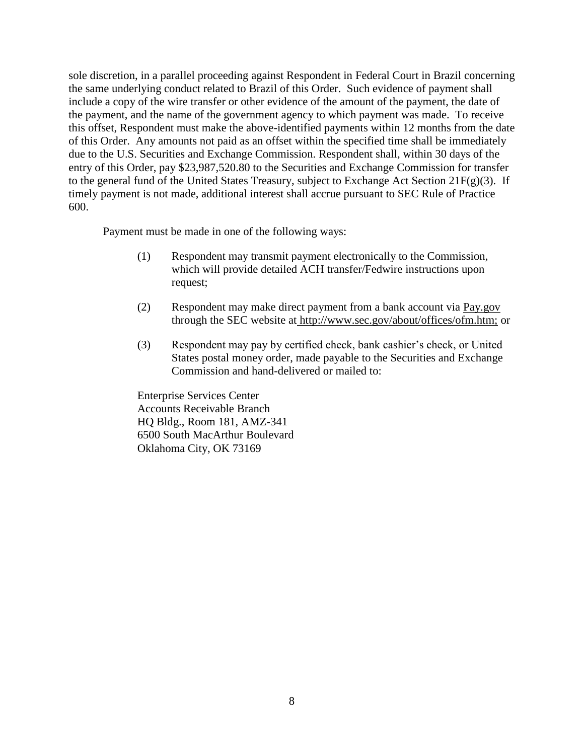sole discretion, in a parallel proceeding against Respondent in Federal Court in Brazil concerning the same underlying conduct related to Brazil of this Order. Such evidence of payment shall include a copy of the wire transfer or other evidence of the amount of the payment, the date of the payment, and the name of the government agency to which payment was made. To receive this offset, Respondent must make the above-identified payments within 12 months from the date of this Order. Any amounts not paid as an offset within the specified time shall be immediately due to the U.S. Securities and Exchange Commission. Respondent shall, within 30 days of the entry of this Order, pay $23,987,520.80 to the Securities and Exchange Commission for transfer to the general fund of the United States Treasury, subject to Exchange Act Section 21F(g)(3). If timely payment is not made, additional interest shall accrue pursuant to SEC Rule of Practice 600.

Payment must be made in one of the following ways:

(1) Respondent may transmit payment electronically to the Commission, which will provide detailed ACH transfer/Fedwire instructions upon request;

(2) Respondent may make direct payment from a bank account via Pay.gov through the SEC website at http://www.sec.gov/about/offices/ofm.htm; or

(3) Respondent may pay by certified check, bank cashier's check, or United States postal money order, made payable to the Securities and Exchange Commission and hand-delivered or mailed to:

Enterprise Services Center
Accounts Receivable Branch
HQ Bldg., Room 181, AMZ-341
6500 South MacArthur Boulevard
Oklahoma City, OK 73169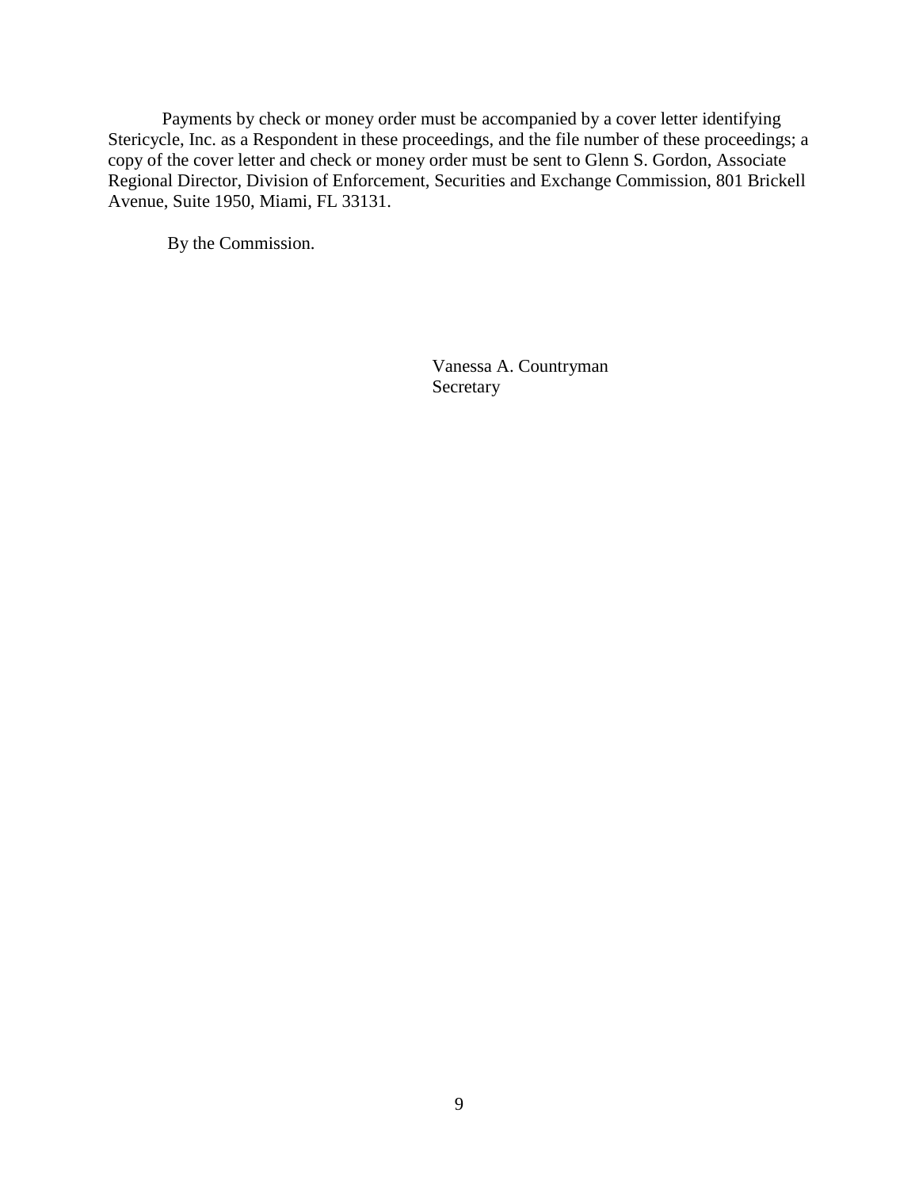Payments by check or money order must be accompanied by a cover letter identifying Stericycle, Inc. as a Respondent in these proceedings, and the file number of these proceedings; a copy of the cover letter and check or money order must be sent to Glenn S. Gordon, Associate Regional Director, Division of Enforcement, Securities and Exchange Commission, 801 Brickell Avenue, Suite 1950, Miami, FL 33131.

By the Commission.

Vanessa A. Countryman
Secretary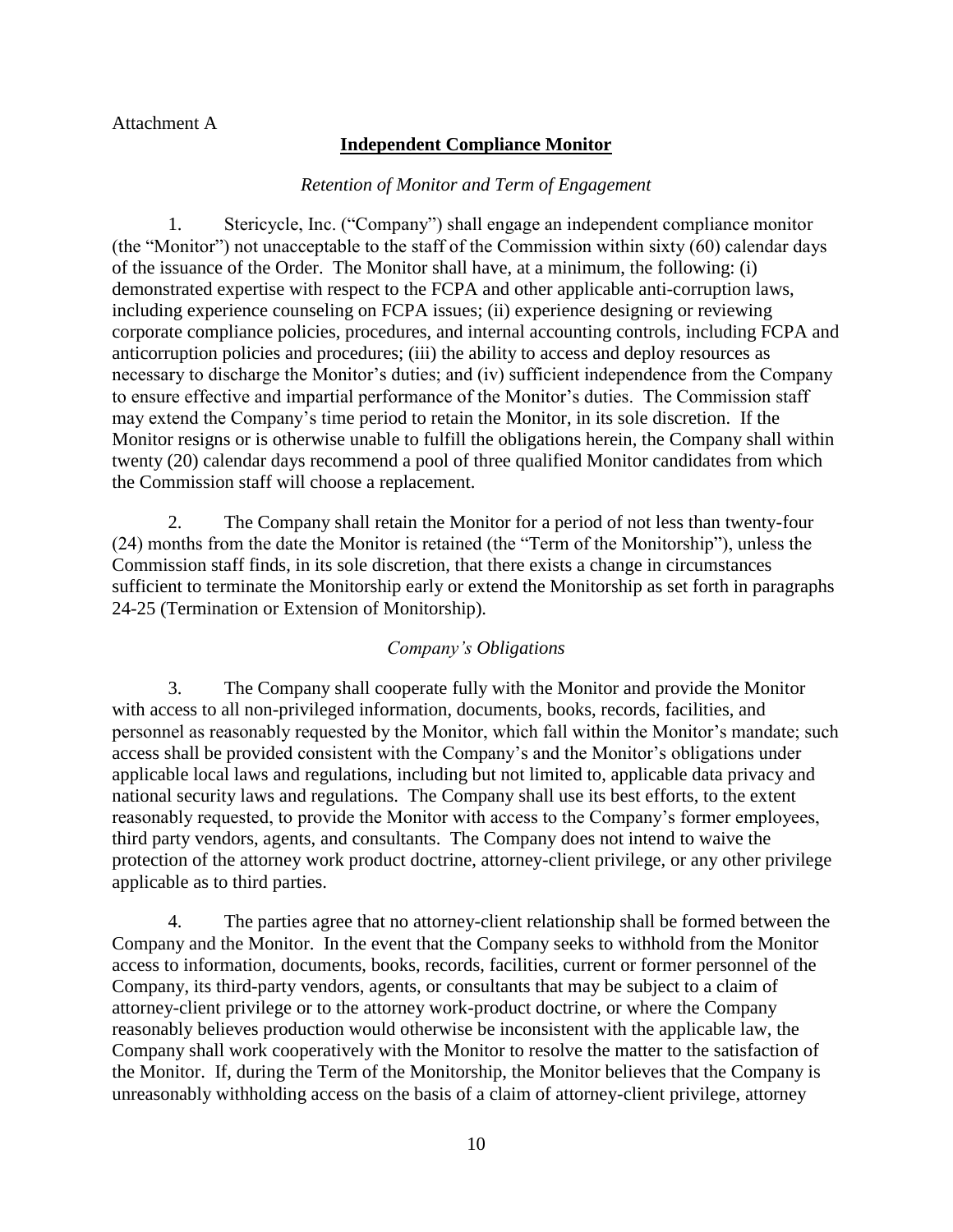Attachment A

## Independent Compliance Monitor

*Retention of Monitor and Term of Engagement*

1. Stericycle, Inc. ("Company") shall engage an independent compliance monitor (the "Monitor") not unacceptable to the staff of the Commission within sixty (60) calendar days of the issuance of the Order. The Monitor shall have, at a minimum, the following: (i) demonstrated expertise with respect to the FCPA and other applicable anti-corruption laws, including experience counseling on FCPA issues; (ii) experience designing or reviewing corporate compliance policies, procedures, and internal accounting controls, including FCPA and anticorruption policies and procedures; (iii) the ability to access and deploy resources as necessary to discharge the Monitor's duties; and (iv) sufficient independence from the Company to ensure effective and impartial performance of the Monitor's duties. The Commission staff may extend the Company's time period to retain the Monitor, in its sole discretion. If the Monitor resigns or is otherwise unable to fulfill the obligations herein, the Company shall within twenty (20) calendar days recommend a pool of three qualified Monitor candidates from which the Commission staff will choose a replacement.

2. The Company shall retain the Monitor for a period of not less than twenty-four (24) months from the date the Monitor is retained (the "Term of the Monitorship"), unless the Commission staff finds, in its sole discretion, that there exists a change in circumstances sufficient to terminate the Monitorship early or extend the Monitorship as set forth in paragraphs 24-25 (Termination or Extension of Monitorship).

*Company's Obligations*

3. The Company shall cooperate fully with the Monitor and provide the Monitor with access to all non-privileged information, documents, books, records, facilities, and personnel as reasonably requested by the Monitor, which fall within the Monitor's mandate; such access shall be provided consistent with the Company's and the Monitor's obligations under applicable local laws and regulations, including but not limited to, applicable data privacy and national security laws and regulations. The Company shall use its best efforts, to the extent reasonably requested, to provide the Monitor with access to the Company's former employees, third party vendors, agents, and consultants. The Company does not intend to waive the protection of the attorney work product doctrine, attorney-client privilege, or any other privilege applicable as to third parties.

4. The parties agree that no attorney-client relationship shall be formed between the Company and the Monitor. In the event that the Company seeks to withhold from the Monitor access to information, documents, books, records, facilities, current or former personnel of the Company, its third-party vendors, agents, or consultants that may be subject to a claim of attorney-client privilege or to the attorney work-product doctrine, or where the Company reasonably believes production would otherwise be inconsistent with the applicable law, the Company shall work cooperatively with the Monitor to resolve the matter to the satisfaction of the Monitor. If, during the Term of the Monitorship, the Monitor believes that the Company is unreasonably withholding access on the basis of a claim of attorney-client privilege, attorney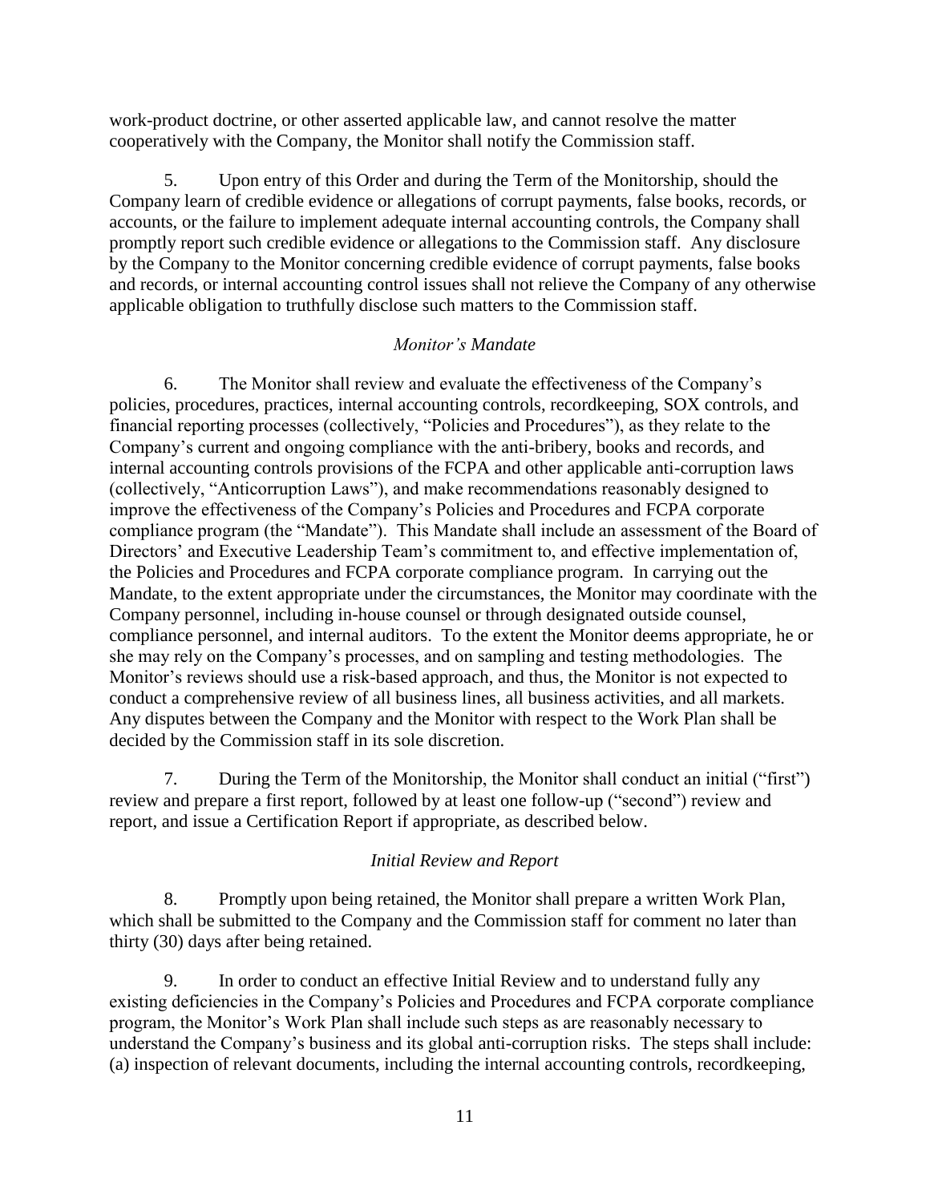work-product doctrine, or other asserted applicable law, and cannot resolve the matter cooperatively with the Company, the Monitor shall notify the Commission staff.

5. Upon entry of this Order and during the Term of the Monitorship, should the Company learn of credible evidence or allegations of corrupt payments, false books, records, or accounts, or the failure to implement adequate internal accounting controls, the Company shall promptly report such credible evidence or allegations to the Commission staff. Any disclosure by the Company to the Monitor concerning credible evidence of corrupt payments, false books and records, or internal accounting control issues shall not relieve the Company of any otherwise applicable obligation to truthfully disclose such matters to the Commission staff.

*Monitor's Mandate*

6. The Monitor shall review and evaluate the effectiveness of the Company's policies, procedures, practices, internal accounting controls, recordkeeping, SOX controls, and financial reporting processes (collectively, "Policies and Procedures"), as they relate to the Company's current and ongoing compliance with the anti-bribery, books and records, and internal accounting controls provisions of the FCPA and other applicable anti-corruption laws (collectively, "Anticorruption Laws"), and make recommendations reasonably designed to improve the effectiveness of the Company's Policies and Procedures and FCPA corporate compliance program (the "Mandate"). This Mandate shall include an assessment of the Board of Directors' and Executive Leadership Team's commitment to, and effective implementation of, the Policies and Procedures and FCPA corporate compliance program. In carrying out the Mandate, to the extent appropriate under the circumstances, the Monitor may coordinate with the Company personnel, including in-house counsel or through designated outside counsel, compliance personnel, and internal auditors. To the extent the Monitor deems appropriate, he or she may rely on the Company's processes, and on sampling and testing methodologies. The Monitor's reviews should use a risk-based approach, and thus, the Monitor is not expected to conduct a comprehensive review of all business lines, all business activities, and all markets. Any disputes between the Company and the Monitor with respect to the Work Plan shall be decided by the Commission staff in its sole discretion.

7. During the Term of the Monitorship, the Monitor shall conduct an initial ("first") review and prepare a first report, followed by at least one follow-up ("second") review and report, and issue a Certification Report if appropriate, as described below.

*Initial Review and Report*

8. Promptly upon being retained, the Monitor shall prepare a written Work Plan, which shall be submitted to the Company and the Commission staff for comment no later than thirty (30) days after being retained.

9. In order to conduct an effective Initial Review and to understand fully any existing deficiencies in the Company's Policies and Procedures and FCPA corporate compliance program, the Monitor's Work Plan shall include such steps as are reasonably necessary to understand the Company's business and its global anti-corruption risks. The steps shall include: (a) inspection of relevant documents, including the internal accounting controls, recordkeeping,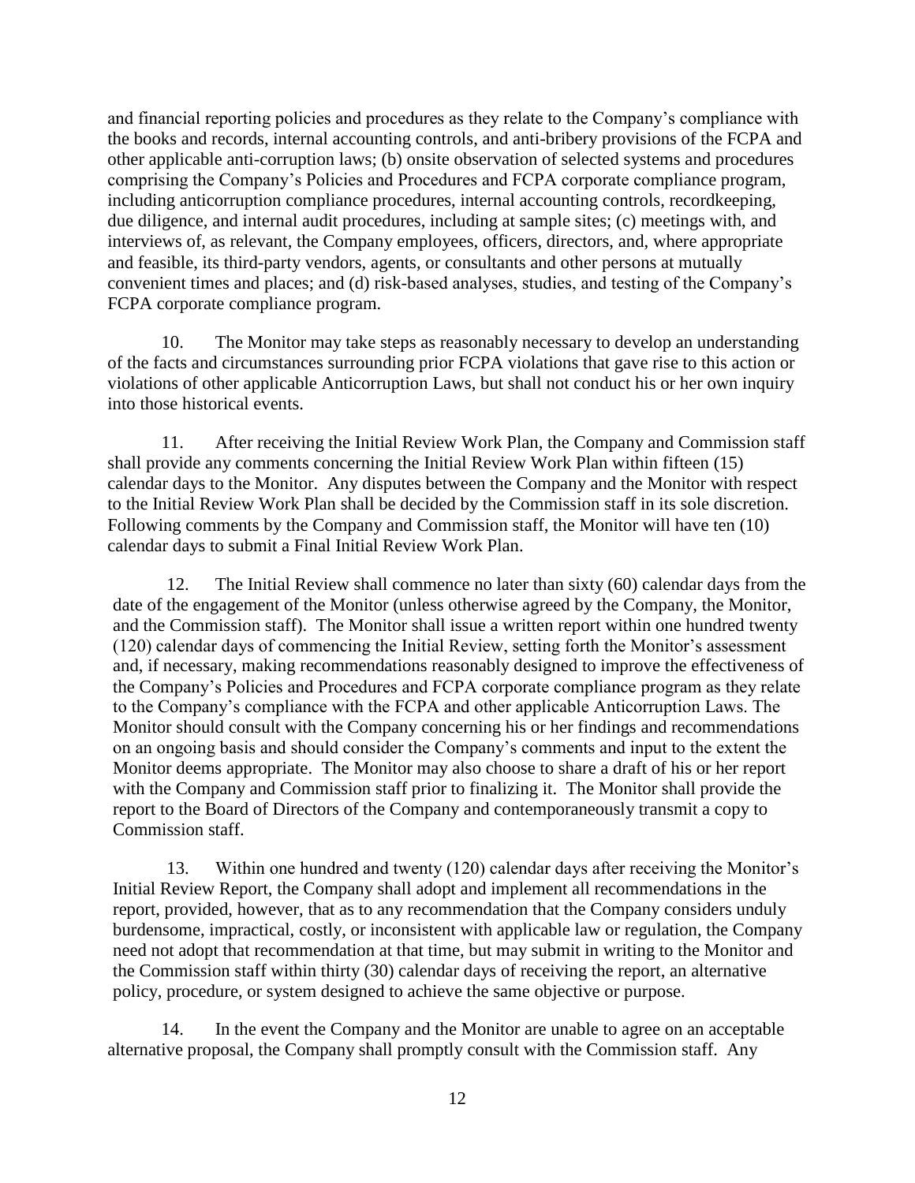and financial reporting policies and procedures as they relate to the Company's compliance with the books and records, internal accounting controls, and anti-bribery provisions of the FCPA and other applicable anti-corruption laws; (b) onsite observation of selected systems and procedures comprising the Company's Policies and Procedures and FCPA corporate compliance program, including anticorruption compliance procedures, internal accounting controls, recordkeeping, due diligence, and internal audit procedures, including at sample sites; (c) meetings with, and interviews of, as relevant, the Company employees, officers, directors, and, where appropriate and feasible, its third-party vendors, agents, or consultants and other persons at mutually convenient times and places; and (d) risk-based analyses, studies, and testing of the Company's FCPA corporate compliance program.

10. The Monitor may take steps as reasonably necessary to develop an understanding of the facts and circumstances surrounding prior FCPA violations that gave rise to this action or violations of other applicable Anticorruption Laws, but shall not conduct his or her own inquiry into those historical events.

11. After receiving the Initial Review Work Plan, the Company and Commission staff shall provide any comments concerning the Initial Review Work Plan within fifteen (15) calendar days to the Monitor. Any disputes between the Company and the Monitor with respect to the Initial Review Work Plan shall be decided by the Commission staff in its sole discretion. Following comments by the Company and Commission staff, the Monitor will have ten (10) calendar days to submit a Final Initial Review Work Plan.

12. The Initial Review shall commence no later than sixty (60) calendar days from the date of the engagement of the Monitor (unless otherwise agreed by the Company, the Monitor, and the Commission staff). The Monitor shall issue a written report within one hundred twenty (120) calendar days of commencing the Initial Review, setting forth the Monitor's assessment and, if necessary, making recommendations reasonably designed to improve the effectiveness of the Company's Policies and Procedures and FCPA corporate compliance program as they relate to the Company's compliance with the FCPA and other applicable Anticorruption Laws. The Monitor should consult with the Company concerning his or her findings and recommendations on an ongoing basis and should consider the Company's comments and input to the extent the Monitor deems appropriate. The Monitor may also choose to share a draft of his or her report with the Company and Commission staff prior to finalizing it. The Monitor shall provide the report to the Board of Directors of the Company and contemporaneously transmit a copy to Commission staff.

13. Within one hundred and twenty (120) calendar days after receiving the Monitor's Initial Review Report, the Company shall adopt and implement all recommendations in the report, provided, however, that as to any recommendation that the Company considers unduly burdensome, impractical, costly, or inconsistent with applicable law or regulation, the Company need not adopt that recommendation at that time, but may submit in writing to the Monitor and the Commission staff within thirty (30) calendar days of receiving the report, an alternative policy, procedure, or system designed to achieve the same objective or purpose.

14. In the event the Company and the Monitor are unable to agree on an acceptable alternative proposal, the Company shall promptly consult with the Commission staff. Any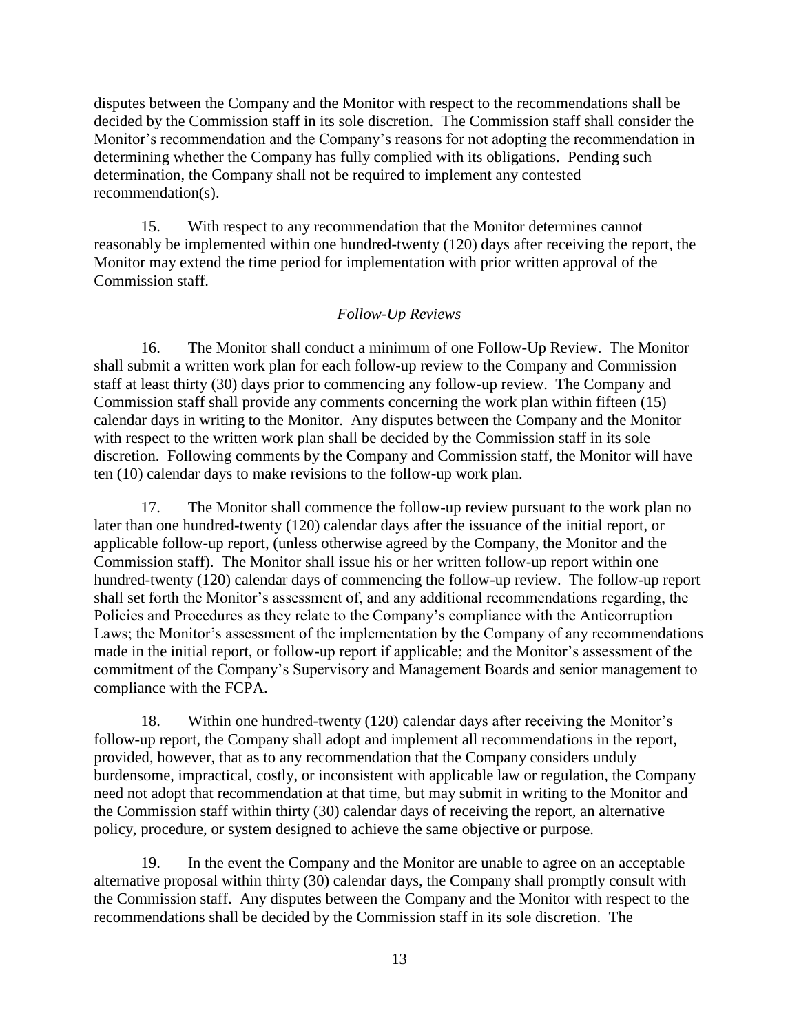disputes between the Company and the Monitor with respect to the recommendations shall be decided by the Commission staff in its sole discretion. The Commission staff shall consider the Monitor's recommendation and the Company's reasons for not adopting the recommendation in determining whether the Company has fully complied with its obligations. Pending such determination, the Company shall not be required to implement any contested recommendation(s).

15. With respect to any recommendation that the Monitor determines cannot reasonably be implemented within one hundred-twenty (120) days after receiving the report, the Monitor may extend the time period for implementation with prior written approval of the Commission staff.

*Follow-Up Reviews*

16. The Monitor shall conduct a minimum of one Follow-Up Review. The Monitor shall submit a written work plan for each follow-up review to the Company and Commission staff at least thirty (30) days prior to commencing any follow-up review. The Company and Commission staff shall provide any comments concerning the work plan within fifteen (15) calendar days in writing to the Monitor. Any disputes between the Company and the Monitor with respect to the written work plan shall be decided by the Commission staff in its sole discretion. Following comments by the Company and Commission staff, the Monitor will have ten (10) calendar days to make revisions to the follow-up work plan.

17. The Monitor shall commence the follow-up review pursuant to the work plan no later than one hundred-twenty (120) calendar days after the issuance of the initial report, or applicable follow-up report, (unless otherwise agreed by the Company, the Monitor and the Commission staff). The Monitor shall issue his or her written follow-up report within one hundred-twenty (120) calendar days of commencing the follow-up review. The follow-up report shall set forth the Monitor's assessment of, and any additional recommendations regarding, the Policies and Procedures as they relate to the Company's compliance with the Anticorruption Laws; the Monitor's assessment of the implementation by the Company of any recommendations made in the initial report, or follow-up report if applicable; and the Monitor's assessment of the commitment of the Company's Supervisory and Management Boards and senior management to compliance with the FCPA.

18. Within one hundred-twenty (120) calendar days after receiving the Monitor's follow-up report, the Company shall adopt and implement all recommendations in the report, provided, however, that as to any recommendation that the Company considers unduly burdensome, impractical, costly, or inconsistent with applicable law or regulation, the Company need not adopt that recommendation at that time, but may submit in writing to the Monitor and the Commission staff within thirty (30) calendar days of receiving the report, an alternative policy, procedure, or system designed to achieve the same objective or purpose.

19. In the event the Company and the Monitor are unable to agree on an acceptable alternative proposal within thirty (30) calendar days, the Company shall promptly consult with the Commission staff. Any disputes between the Company and the Monitor with respect to the recommendations shall be decided by the Commission staff in its sole discretion. The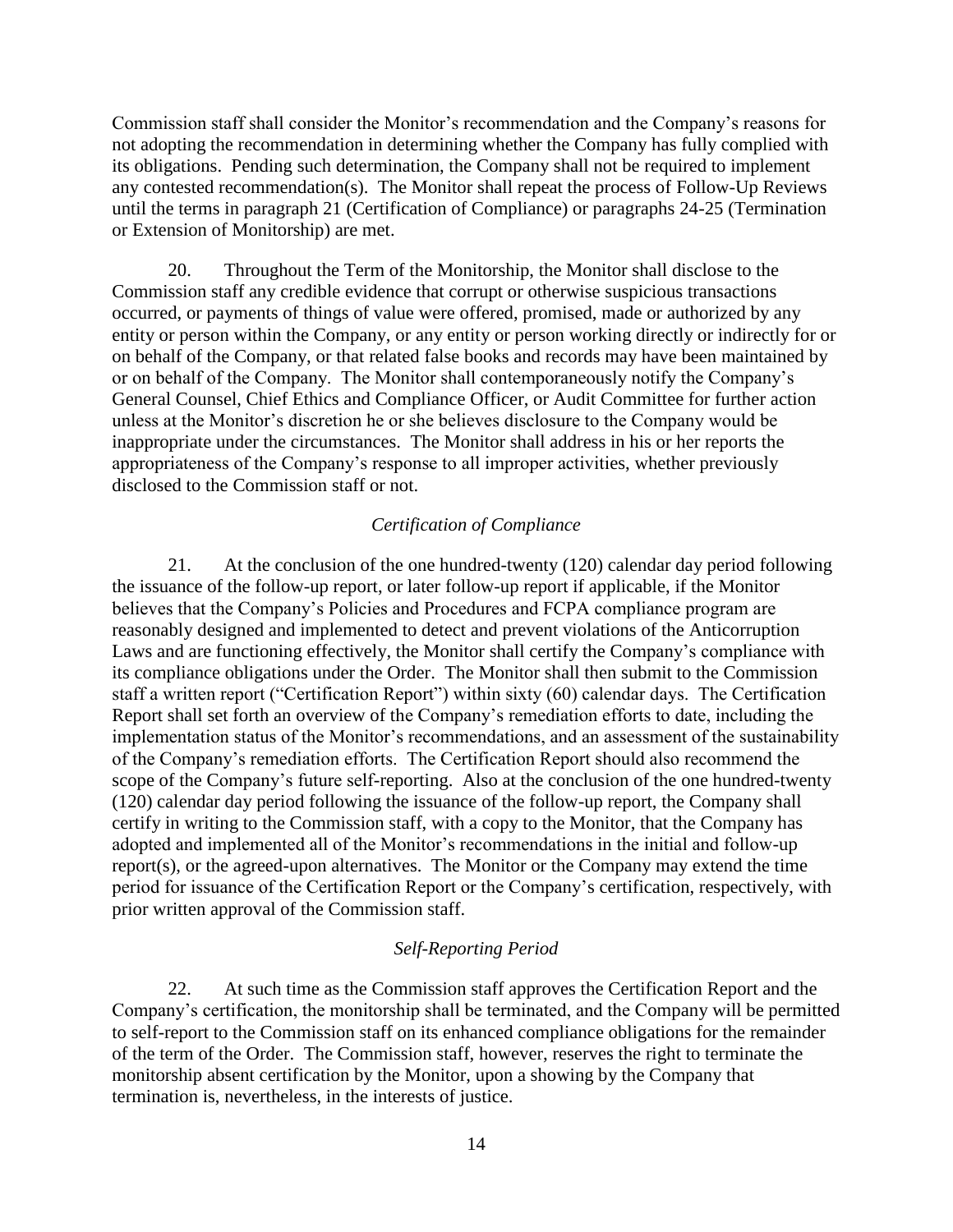Commission staff shall consider the Monitor's recommendation and the Company's reasons for not adopting the recommendation in determining whether the Company has fully complied with its obligations. Pending such determination, the Company shall not be required to implement any contested recommendation(s). The Monitor shall repeat the process of Follow-Up Reviews until the terms in paragraph 21 (Certification of Compliance) or paragraphs 24-25 (Termination or Extension of Monitorship) are met.

20. Throughout the Term of the Monitorship, the Monitor shall disclose to the Commission staff any credible evidence that corrupt or otherwise suspicious transactions occurred, or payments of things of value were offered, promised, made or authorized by any entity or person within the Company, or any entity or person working directly or indirectly for or on behalf of the Company, or that related false books and records may have been maintained by or on behalf of the Company. The Monitor shall contemporaneously notify the Company's General Counsel, Chief Ethics and Compliance Officer, or Audit Committee for further action unless at the Monitor's discretion he or she believes disclosure to the Company would be inappropriate under the circumstances. The Monitor shall address in his or her reports the appropriateness of the Company's response to all improper activities, whether previously disclosed to the Commission staff or not.

*Certification of Compliance*

21. At the conclusion of the one hundred-twenty (120) calendar day period following the issuance of the follow-up report, or later follow-up report if applicable, if the Monitor believes that the Company's Policies and Procedures and FCPA compliance program are reasonably designed and implemented to detect and prevent violations of the Anticorruption Laws and are functioning effectively, the Monitor shall certify the Company's compliance with its compliance obligations under the Order. The Monitor shall then submit to the Commission staff a written report ("Certification Report") within sixty (60) calendar days. The Certification Report shall set forth an overview of the Company's remediation efforts to date, including the implementation status of the Monitor's recommendations, and an assessment of the sustainability of the Company's remediation efforts. The Certification Report should also recommend the scope of the Company's future self-reporting. Also at the conclusion of the one hundred-twenty (120) calendar day period following the issuance of the follow-up report, the Company shall certify in writing to the Commission staff, with a copy to the Monitor, that the Company has adopted and implemented all of the Monitor's recommendations in the initial and follow-up report(s), or the agreed-upon alternatives. The Monitor or the Company may extend the time period for issuance of the Certification Report or the Company's certification, respectively, with prior written approval of the Commission staff.

*Self-Reporting Period*

22. At such time as the Commission staff approves the Certification Report and the Company's certification, the monitorship shall be terminated, and the Company will be permitted to self-report to the Commission staff on its enhanced compliance obligations for the remainder of the term of the Order. The Commission staff, however, reserves the right to terminate the monitorship absent certification by the Monitor, upon a showing by the Company that termination is, nevertheless, in the interests of justice.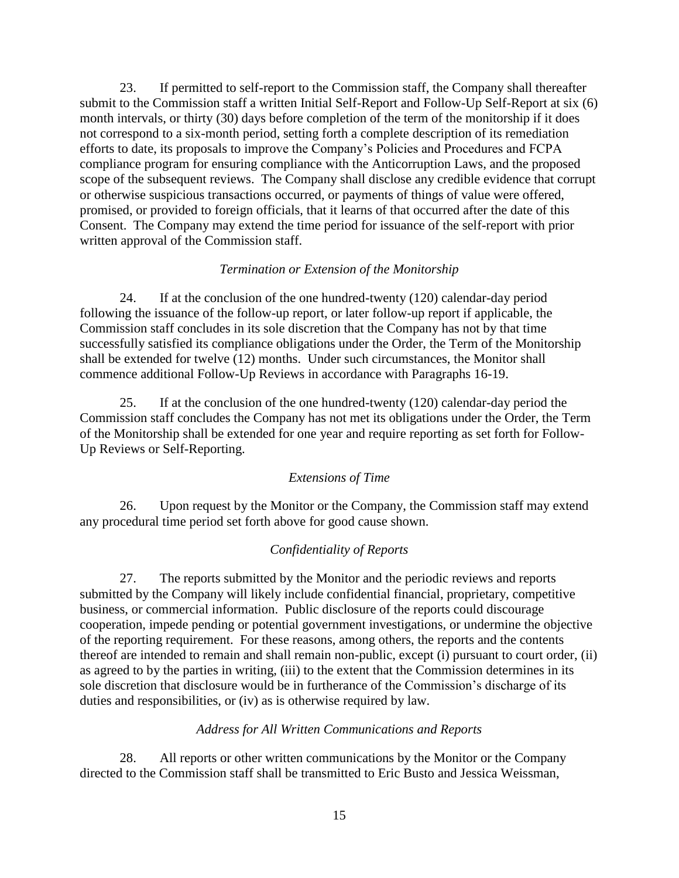23. If permitted to self-report to the Commission staff, the Company shall thereafter submit to the Commission staff a written Initial Self-Report and Follow-Up Self-Report at six (6) month intervals, or thirty (30) days before completion of the term of the monitorship if it does not correspond to a six-month period, setting forth a complete description of its remediation efforts to date, its proposals to improve the Company's Policies and Procedures and FCPA compliance program for ensuring compliance with the Anticorruption Laws, and the proposed scope of the subsequent reviews. The Company shall disclose any credible evidence that corrupt or otherwise suspicious transactions occurred, or payments of things of value were offered, promised, or provided to foreign officials, that it learns of that occurred after the date of this Consent. The Company may extend the time period for issuance of the self-report with prior written approval of the Commission staff.

*Termination or Extension of the Monitorship*

24. If at the conclusion of the one hundred-twenty (120) calendar-day period following the issuance of the follow-up report, or later follow-up report if applicable, the Commission staff concludes in its sole discretion that the Company has not by that time successfully satisfied its compliance obligations under the Order, the Term of the Monitorship shall be extended for twelve (12) months. Under such circumstances, the Monitor shall commence additional Follow-Up Reviews in accordance with Paragraphs 16-19.

25. If at the conclusion of the one hundred-twenty (120) calendar-day period the Commission staff concludes the Company has not met its obligations under the Order, the Term of the Monitorship shall be extended for one year and require reporting as set forth for Follow-Up Reviews or Self-Reporting.

*Extensions of Time*

26. Upon request by the Monitor or the Company, the Commission staff may extend any procedural time period set forth above for good cause shown.

*Confidentiality of Reports*

27. The reports submitted by the Monitor and the periodic reviews and reports submitted by the Company will likely include confidential financial, proprietary, competitive business, or commercial information. Public disclosure of the reports could discourage cooperation, impede pending or potential government investigations, or undermine the objective of the reporting requirement. For these reasons, among others, the reports and the contents thereof are intended to remain and shall remain non-public, except (i) pursuant to court order, (ii) as agreed to by the parties in writing, (iii) to the extent that the Commission determines in its sole discretion that disclosure would be in furtherance of the Commission's discharge of its duties and responsibilities, or (iv) as is otherwise required by law.

*Address for All Written Communications and Reports*

28. All reports or other written communications by the Monitor or the Company directed to the Commission staff shall be transmitted to Eric Busto and Jessica Weissman,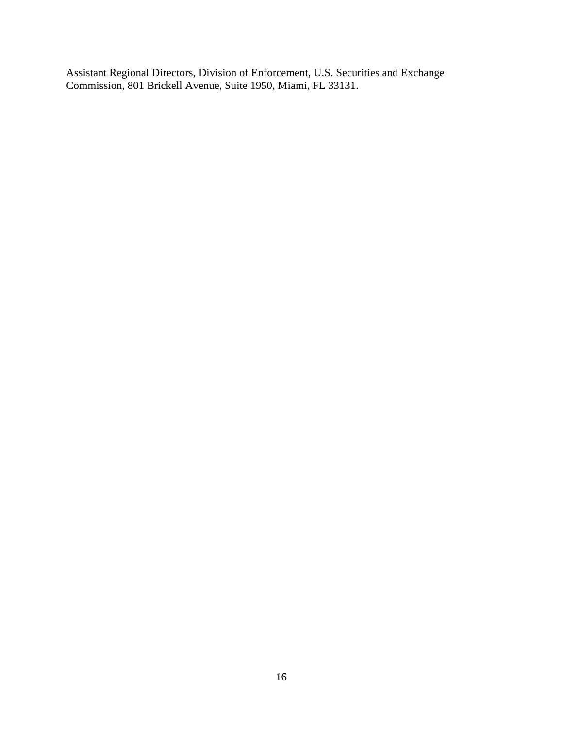Assistant Regional Directors, Division of Enforcement, U.S. Securities and Exchange Commission, 801 Brickell Avenue, Suite 1950, Miami, FL 33131.